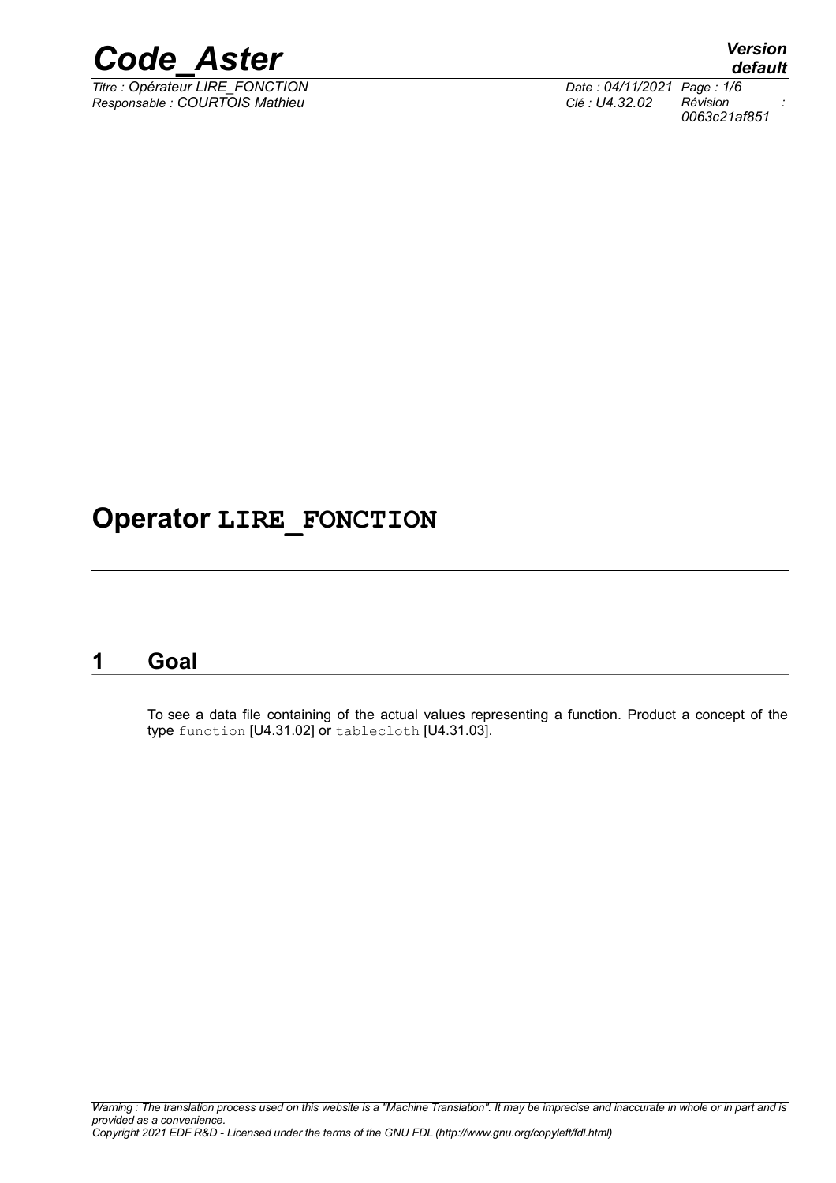# Operator LIRE_FONCTION

## 1 Goal

To see a data file containing of the actual values representing a function. Product a concept of the type function [U4.31.02] or tablecloth [U4.31.03].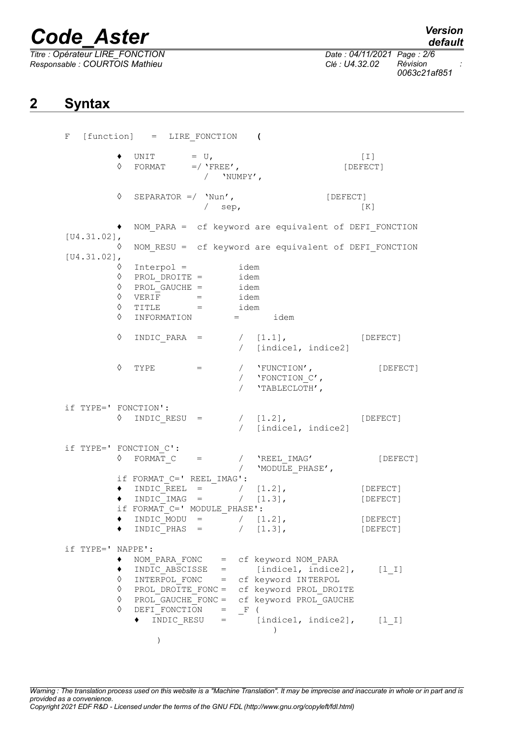## 2 Syntax

```
F  [function]   =  LIRE_FONCTION    (

         ♦  UNIT        = U,                              [I]
         ◊  FORMAT      =/ 'FREE',                      [DEFECT]
                          /  'NUMPY',

         ◊  SEPARATOR =/  'Nun',                     [DEFECT]
                        /  sep,                           [K]

         ♦  NOM_PARA =  cf keyword are equivalent of DEFI_FONCTION
[U4.31.02],
         ◊  NOM_RESU =  cf keyword are equivalent of DEFI_FONCTION
[U4.31.02],
         ◊  Interpol =          idem
         ◊  PROL_DROITE =       idem
         ◊  PROL_GAUCHE =       idem
         ◊  VERIF       =       idem
         ◊  TITLE       =       idem
         ◊  INFORMATION        =       idem

         ◊  INDIC_PARA  =       /  [1.1],              [DEFECT]
                                /  [indice1, indice2]

         ◊  TYPE        =       /  'FUNCTION',            [DEFECT]
                                /  'FONCTION_C',
                                /  'TABLECLOTH',

if TYPE=' FONCTION':
         ◊  INDIC_RESU  =       /  [1.2],              [DEFECT]
                                /  [indice1, indice2]

if TYPE=' FONCTION_C':
         ◊  FORMAT_C    =       /  'REEL_IMAG'            [DEFECT]
                                /  'MODULE_PHASE',
         if FORMAT_C=' REEL_IMAG':
         ♦  INDIC_REEL  =       /  [1.2],              [DEFECT]
         ♦  INDIC_IMAG  =       /  [1.3],              [DEFECT]
         if FORMAT_C=' MODULE_PHASE':
         ♦  INDIC_MODU  =       /  [1.2],              [DEFECT]
         ♦  INDIC_PHAS  =       /  [1.3],              [DEFECT]

if TYPE=' NAPPE':
         ♦  NOM_PARA_FONC    =  cf keyword NOM_PARA
         ♦  INDIC_ABSCISSE   =     [indice1, indice2],    [l_I]
         ◊  INTERPOL_FONC    =  cf keyword INTERPOL
         ◊  PROL_DROITE_FONC =  cf keyword PROL_DROITE
         ◊  PROL_GAUCHE_FONC =  cf keyword PROL_GAUCHE
         ◊  DEFI_FONCTION    =  _F (
            ♦  INDIC_RESU    =     [indice1, indice2],    [l_I]
                                         )
             )
```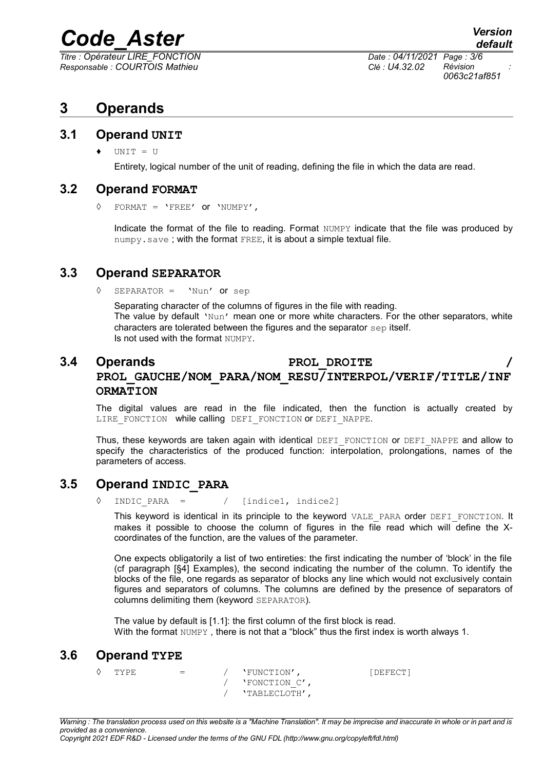# 3 Operands

## 3.1 Operand UNIT

♦ UNIT = U

Entirety, logical number of the unit of reading, defining the file in which the data are read.

## 3.2 Operand FORMAT

◊ FORMAT = 'FREE' or 'NUMPY',

Indicate the format of the file to reading. Format NUMPY indicate that the file was produced by numpy.save ; with the format FREE, it is about a simple textual file.

## 3.3 Operand SEPARATOR

◊ SEPARATOR = 'Nun' or sep

Separating character of the columns of figures in the file with reading.
The value by default 'Nun' mean one or more white characters. For the other separators, white characters are tolerated between the figures and the separator sep itself.
Is not used with the format NUMPY.

## 3.4 Operands PROL_DROITE / PROL_GAUCHE/NOM_PARA/NOM_RESU/INTERPOL/VERIF/TITLE/INFORMATION

The digital values are read in the file indicated, then the function is actually created by LIRE_FONCTION while calling DEFI_FONCTION or DEFI_NAPPE.

Thus, these keywords are taken again with identical DEFI_FONCTION or DEFI_NAPPE and allow to specify the characteristics of the produced function: interpolation, prolongations, names of the parameters of access.

## 3.5 Operand INDIC_PARA

◊ INDIC_PARA = / [indice1, indice2]

This keyword is identical in its principle to the keyword VALE_PARA order DEFI_FONCTION. It makes it possible to choose the column of figures in the file read which will define the X-coordinates of the function, are the values of the parameter.

One expects obligatorily a list of two entireties: the first indicating the number of 'block' in the file (cf paragraph [§4] Examples), the second indicating the number of the column. To identify the blocks of the file, one regards as separator of blocks any line which would not exclusively contain figures and separators of columns. The columns are defined by the presence of separators of columns delimiting them (keyword SEPARATOR).

The value by default is [1.1]: the first column of the first block is read.
With the format NUMPY , there is not that a "block" thus the first index is worth always 1.

## 3.6 Operand TYPE

```
◊ TYPE = / 'FUNCTION',      [DEFECT]
         / 'FONCTION_C',
         / 'TABLECLOTH',
```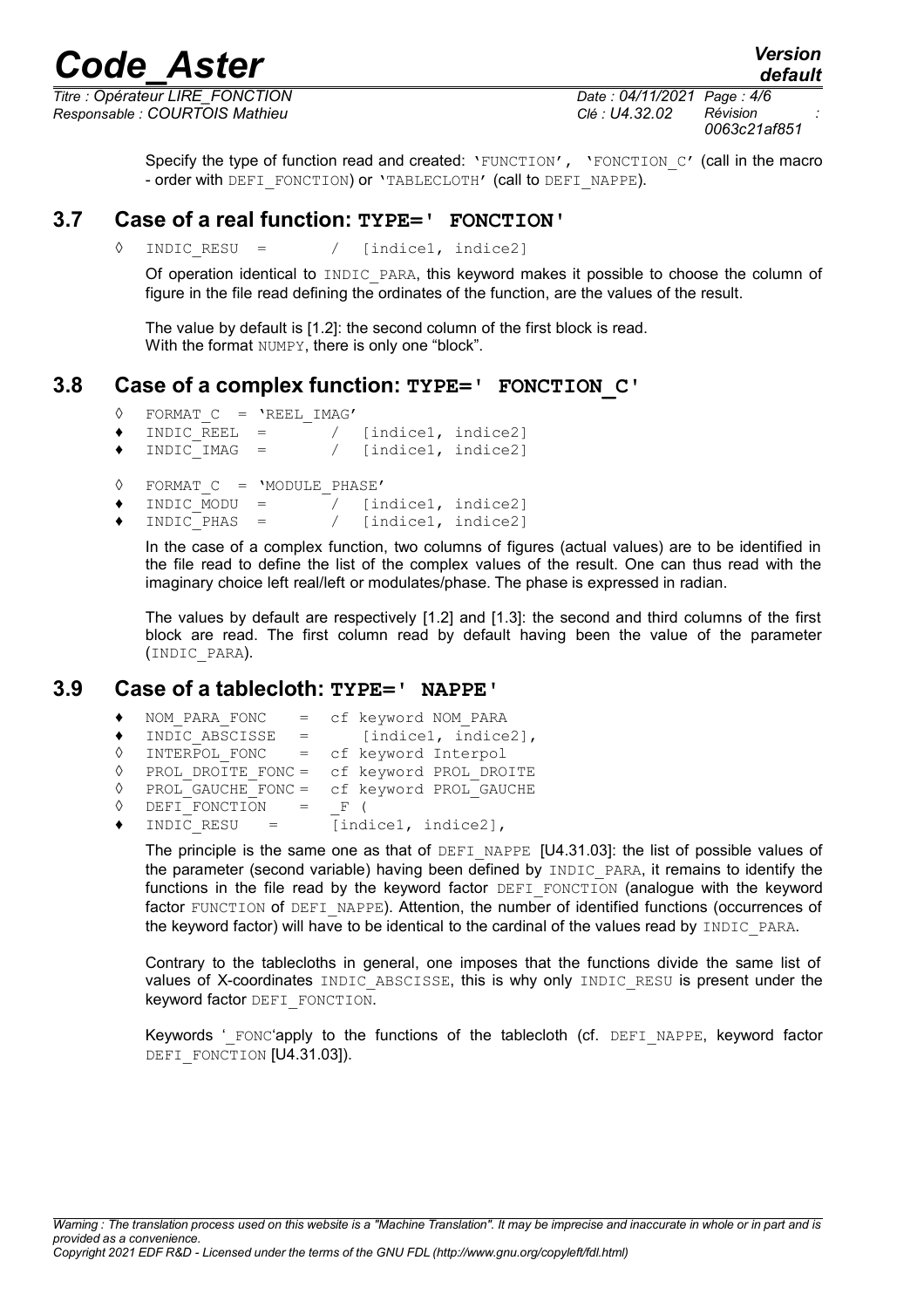Specify the type of function read and created: 'FUNCTION', 'FONCTION_C' (call in the macro - order with DEFI_FONCTION) or 'TABLECLOTH' (call to DEFI_NAPPE).

## 3.7 Case of a real function: TYPE=' FONCTION'

```
◊ INDIC_RESU  =        /  [indice1, indice2]
```

Of operation identical to INDIC_PARA, this keyword makes it possible to choose the column of figure in the file read defining the ordinates of the function, are the values of the result.

The value by default is [1.2]: the second column of the first block is read.
With the format NUMPY, there is only one "block".

## 3.8 Case of a complex function: TYPE=' FONCTION_C'

```
◊ FORMAT_C  = 'REEL_IMAG'
♦ INDIC_REEL  =        /  [indice1, indice2]
♦ INDIC_IMAG  =        /  [indice1, indice2]

◊ FORMAT_C  = 'MODULE_PHASE'
♦ INDIC_MODU  =        /  [indice1, indice2]
♦ INDIC_PHAS  =        /  [indice1, indice2]
```

In the case of a complex function, two columns of figures (actual values) are to be identified in the file read to define the list of the complex values of the result. One can thus read with the imaginary choice left real/left or modulates/phase. The phase is expressed in radian.

The values by default are respectively [1.2] and [1.3]: the second and third columns of the first block are read. The first column read by default having been the value of the parameter (INDIC_PARA).

## 3.9 Case of a tablecloth: TYPE=' NAPPE'

```
♦ NOM_PARA_FONC     =   cf keyword NOM_PARA
♦ INDIC_ABSCISSE    =       [indice1, indice2],
◊ INTERPOL_FONC     =   cf keyword Interpol
◊ PROL_DROITE_FONC =   cf keyword PROL_DROITE
◊ PROL_GAUCHE_FONC =   cf keyword PROL_GAUCHE
◊ DEFI_FONCTION     =   _F (
♦ INDIC_RESU    =       [indice1, indice2],
```

The principle is the same one as that of DEFI_NAPPE [U4.31.03]: the list of possible values of the parameter (second variable) having been defined by INDIC_PARA, it remains to identify the functions in the file read by the keyword factor DEFI_FONCTION (analogue with the keyword factor FUNCTION of DEFI_NAPPE). Attention, the number of identified functions (occurrences of the keyword factor) will have to be identical to the cardinal of the values read by INDIC_PARA.

Contrary to the tablecloths in general, one imposes that the functions divide the same list of values of X-coordinates INDIC_ABSCISSE, this is why only INDIC_RESU is present under the keyword factor DEFI_FONCTION.

Keywords '_FONC'apply to the functions of the tablecloth (cf. DEFI_NAPPE, keyword factor DEFI_FONCTION [U4.31.03]).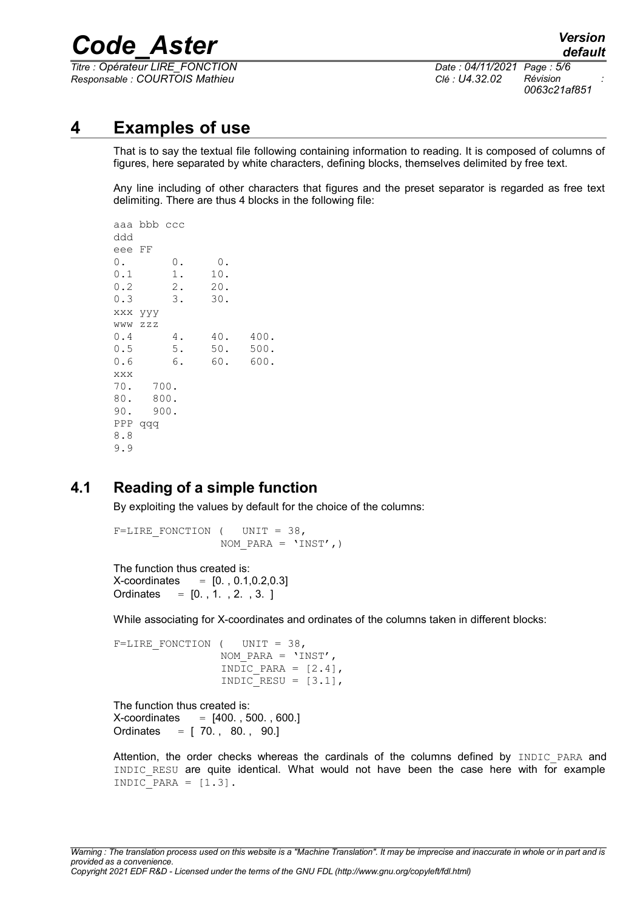# 4 Examples of use

That is to say the textual file following containing information to reading. It is composed of columns of figures, here separated by white characters, defining blocks, themselves delimited by free text.

Any line including of other characters that figures and the preset separator is regarded as free text delimiting. There are thus 4 blocks in the following file:

```
aaa bbb ccc
ddd
eee FF
0.        0.      0.
0.1       1.     10.
0.2       2.     20.
0.3       3.     30.
xxx yyy
www zzz
0.4       4.     40.   400.
0.5       5.     50.   500.
0.6       6.     60.   600.
xxx
70.   700.
80.   800.
90.   900.
PPP qqq
8.8
9.9
```

## 4.1 Reading of a simple function

By exploiting the values by default for the choice of the columns:

```
F=LIRE_FONCTION (   UNIT = 38,
                  NOM_PARA = 'INST',)
```

The function thus created is:
X-coordinates = [0. , 0.1,0.2,0.3]
Ordinates = [0. , 1. , 2. , 3. ]

While associating for X-coordinates and ordinates of the columns taken in different blocks:

```
F=LIRE_FONCTION (   UNIT = 38,
                  NOM_PARA = 'INST',
                  INDIC_PARA = [2.4],
                  INDIC_RESU = [3.1],
```

The function thus created is:
X-coordinates = [400. , 500. , 600.]
Ordinates = [ 70. , 80. , 90.]

Attention, the order checks whereas the cardinals of the columns defined by INDIC_PARA and INDIC_RESU are quite identical. What would not have been the case here with for example INDIC_PARA = [1.3].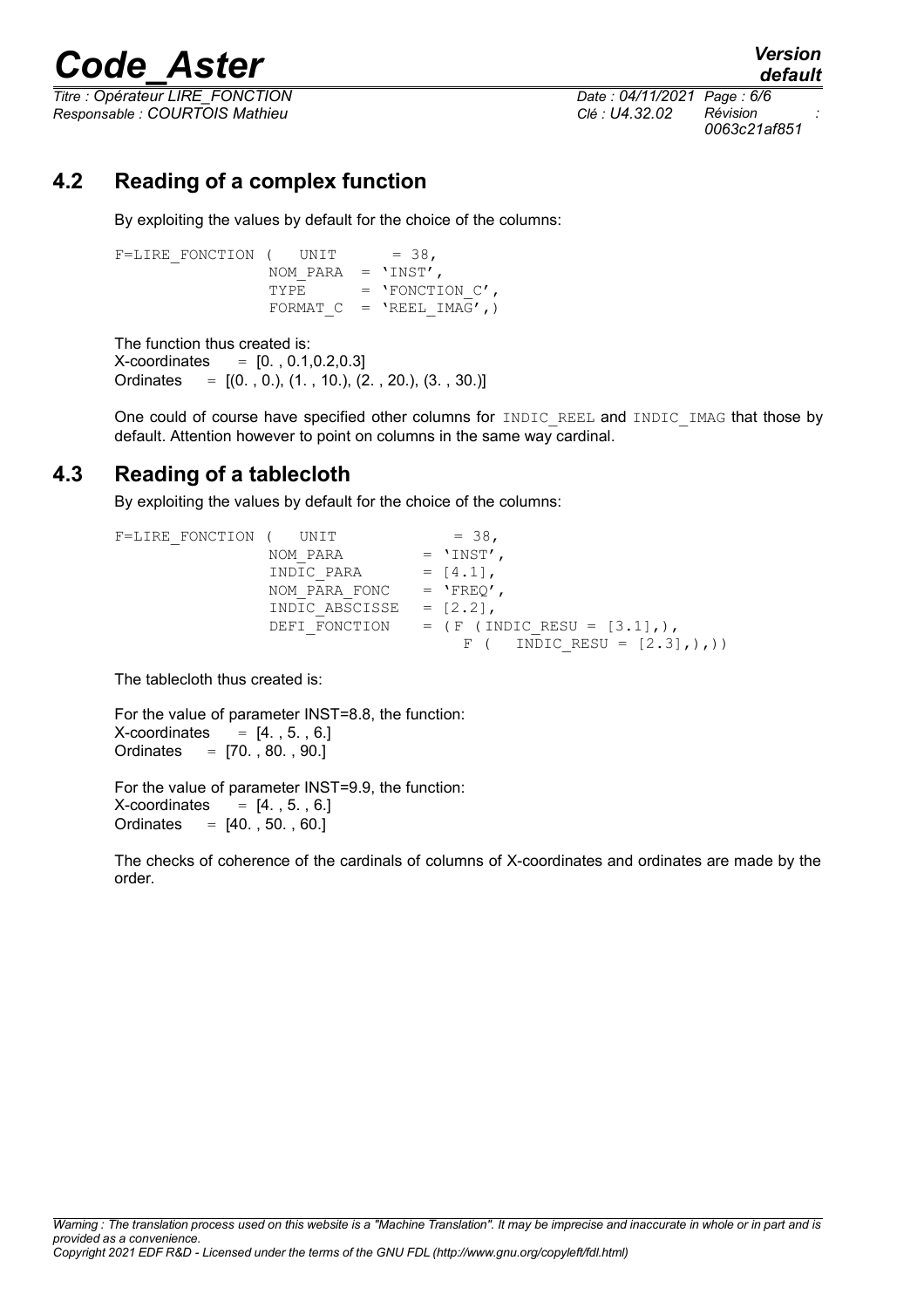## 4.2 Reading of a complex function

By exploiting the values by default for the choice of the columns:

```
F=LIRE_FONCTION (   UNIT      = 38,
                NOM_PARA  = 'INST',
                TYPE      = 'FONCTION_C',
                FORMAT_C  = 'REEL_IMAG',)
```

The function thus created is:
X-coordinates = [0. , 0.1,0.2,0.3]
Ordinates = [(0. , 0.), (1. , 10.), (2. , 20.), (3. , 30.)]

One could of course have specified other columns for `INDIC_REEL` and `INDIC_IMAG` that those by default. Attention however to point on columns in the same way cardinal.

## 4.3 Reading of a tablecloth

By exploiting the values by default for the choice of the columns:

```
F=LIRE_FONCTION (   UNIT            = 38,
                NOM_PARA        = 'INST',
                INDIC_PARA      = [4.1],
                NOM_PARA_FONC   = 'FREQ',
                INDIC_ABSCISSE  = [2.2],
                DEFI_FONCTION   = (F (INDIC_RESU = [3.1],),
                                   F (   INDIC_RESU = [2.3],),))
```

The tablecloth thus created is:

For the value of parameter INST=8.8, the function:
X-coordinates = [4. , 5. , 6.]
Ordinates = [70. , 80. , 90.]

For the value of parameter INST=9.9, the function:
X-coordinates = [4. , 5. , 6.]
Ordinates = [40. , 50. , 60.]

The checks of coherence of the cardinals of columns of X-coordinates and ordinates are made by the order.